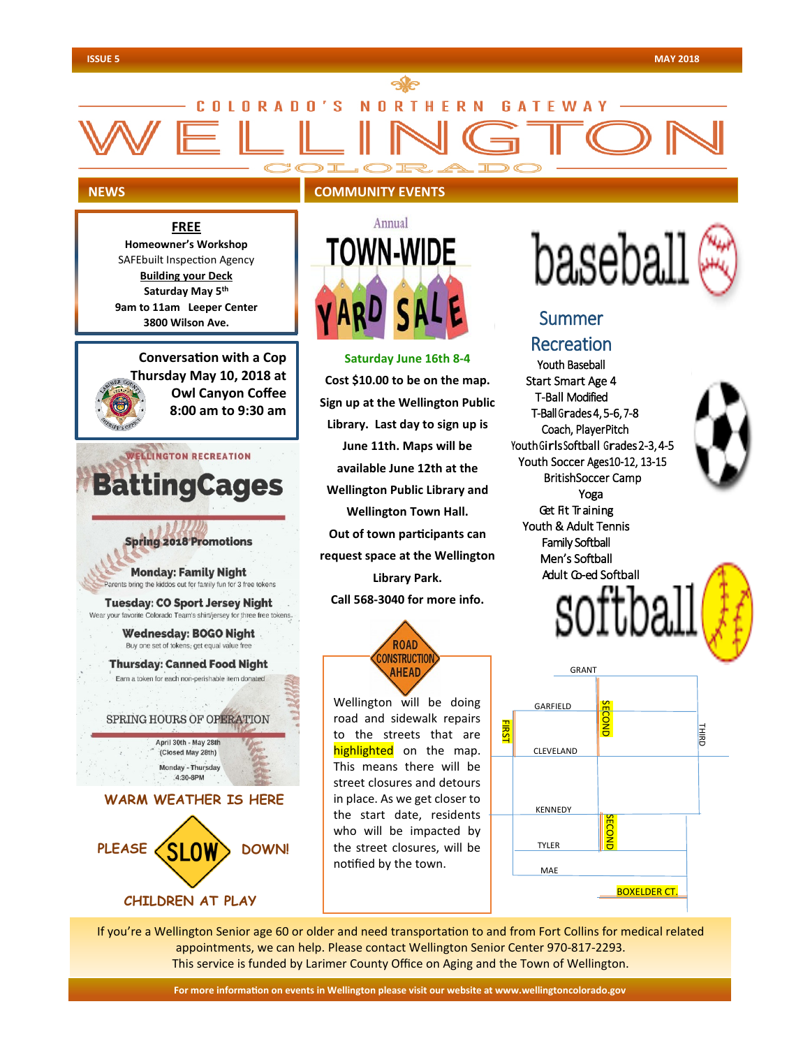# COLORADO'S NORTHERN GATEWAY WELLINGTON COLORADO

## NEWS

**FREE**

**Homeowner's Workshop**
SAFEbuilt Inspection Agency
**Building your Deck**
**Saturday May 5th**
**9am to 11am Leeper Center**
**3800 Wilson Ave.**

**Conversation with a Cop**
**Thursday May 10, 2018 at**
**Owl Canyon Coffee**
**8:00 am to 9:30 am**

WELLINGTON RECREATION

**BattingCages**

**Spring 2018 Promotions**

**Monday: Family Night**
Parents bring the kiddos out for family fun for 3 free tokens

**Tuesday: CO Sport Jersey Night**
Wear your favorite Colorado Team's shirt/jersey for three free tokens.

**Wednesday: BOGO Night**
Buy one set of tokens, get equal value free

**Thursday: Canned Food Night**
Earn a token for each non-perishable item donated

SPRING HOURS OF OPERATION

April 30th - May 28th
(Closed May 28th)

Monday - Thursday
4:30-8PM

**WARM WEATHER IS HERE**

**PLEASE SLOW DOWN!**

**CHILDREN AT PLAY**

## COMMUNITY EVENTS

Annual **TOWN-WIDE YARD SALE**

**Saturday June 16th 8-4**

**Cost $10.00 to be on the map. Sign up at the Wellington Public Library. Last day to sign up is June 11th. Maps will be available June 12th at the Wellington Public Library and Wellington Town Hall. Out of town participants can request space at the Wellington Library Park.**

**Call 568-3040 for more info.**

baseball

**Summer Recreation**

Youth Baseball
Start Smart Age 4
T-Ball Modified
T-Ball Grades 4, 5-6, 7-8
Coach, PlayerPitch
Youth Girls Softball Grades 2-3, 4-5
Youth Soccer Ages10-12, 13-15
BritishSoccer Camp
Yoga
Get Fit Training
Youth & Adult Tennis
Family Softball
Men's Softball
Adult Co-ed Softball

softball

**ROAD CONSTRUCTION AHEAD**

Wellington will be doing road and sidewalk repairs to the streets that are highlighted on the map. This means there will be street closures and detours in place. As we get closer to the start date, residents who will be impacted by the street closures, will be notified by the town.

GRANT
GARFIELD
CLEVELAND
KENNEDY
TYLER
MAE
BOXELDER CT.
FIRST
SECOND
SECOND
THIRD

If you're a Wellington Senior age 60 or older and need transportation to and from Fort Collins for medical related appointments, we can help. Please contact Wellington Senior Center 970-817-2293.
This service is funded by Larimer County Office on Aging and the Town of Wellington.

**For more information on events in Wellington please visit our website at www.wellingtoncolorado.gov**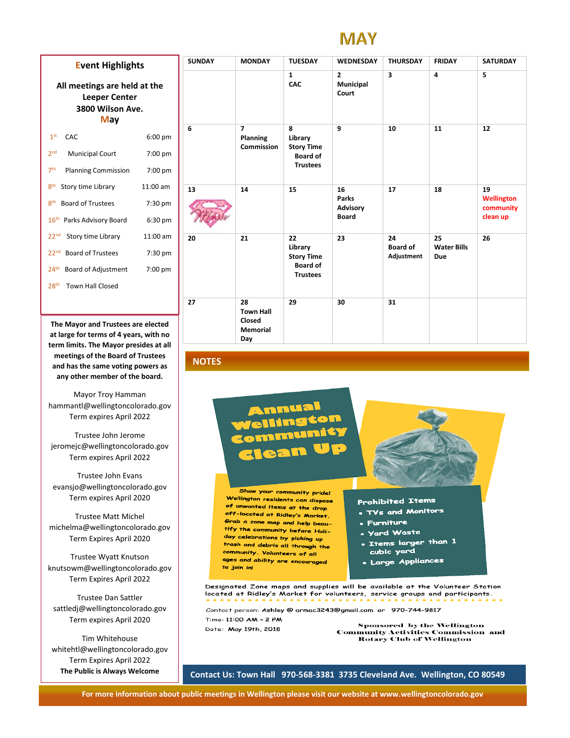# MAY

## Event Highlights

**All meetings are held at the Leeper Center 3800 Wilson Ave.**

**May**

| | | |
|---|---|---|
| 1st | CAC | 6:00 pm |
| 2nd | Municipal Court | 7:00 pm |
| 7th | Planning Commission | 7:00 pm |
| 8th | Story time Library | 11:00 am |
| 8th | Board of Trustees | 7:30 pm |
| 16th | Parks Advisory Board | 6:30 pm |
| 22nd | Story time Library | 11:00 am |
| 22nd | Board of Trustees | 7:30 pm |
| 24th | Board of Adjustment | 7:00 pm |
| 28th | Town Hall Closed | |

**The Mayor and Trustees are elected at large for terms of 4 years, with no term limits. The Mayor presides at all meetings of the Board of Trustees and has the same voting powers as any other member of the board.**

Mayor Troy Hamman
hammantl@wellingtoncolorado.gov
Term expires April 2022

Trustee John Jerome
jeromejc@wellingtoncolorado.gov
Term expires April 2022

Trustee John Evans
evansjo@wellingtoncolorado.gov
Term expires April 2020

Trustee Matt Michel
michelma@wellingtoncolorado.gov
Term Expires April 2020

Trustee Wyatt Knutson
knutsowm@wellingtoncolorado.gov
Term Expires April 2022

Trustee Dan Sattler
sattledj@wellingtoncolorado.gov
Term expires April 2020

Tim Whitehouse
whitehtl@wellingtoncolorado.gov
Term Expires April 2022

**The Public is Always Welcome**

| SUNDAY | MONDAY | TUESDAY | WEDNESDAY | THURSDAY | FRIDAY | SATURDAY |
|---|---|---|---|---|---|---|
| | | 1 CAC | 2 Municipal Court | 3 | 4 | 5 |
| 6 | 7 Planning Commission | 8 Library Story Time Board of Trustees | 9 | 10 | 11 | 12 |
| 13 | 14 | 15 | 16 Parks Advisory Board | 17 | 18 | 19 Wellington community clean up |
| 20 | 21 | 22 Library Story Time Board of Trustees | 23 | 24 Board of Adjustment | 25 Water Bills Due | 26 |
| 27 | 28 Town Hall Closed Memorial Day | 29 | 30 | 31 | | |

## NOTES

### Annual Wellington Community Clean Up

Show your community pride! Wellington residents can dispose of unwanted items at the drop off-located at Ridley's Market. Grab a zone map and help beautify the community before Holiday celebrations by picking up trash and debris all through the community. Volunteers of all ages and ability are encouraged to join in!

**Prohibited Items**

- TVs and Monitors
- Furniture
- Yard Waste
- Items larger than 1 cubic yard
- Large Appliances

Designated Zone maps and supplies will be available at the Volunteer Station located at Ridley's Market for volunteers, service groups and participants.

Contact person: Ashley @ armac3243@gmail.com or 970-744-9817
Time: 11:00 AM – 2 PM
Date: May 19th, 2018

Sponsored by the Wellington Community Activities Commission and Rotary Club of Wellington

**Contact Us: Town Hall 970-568-3381 3735 Cleveland Ave. Wellington, CO 80549**

**For more information about public meetings in Wellington please visit our website at www.wellingtoncolorado.gov**